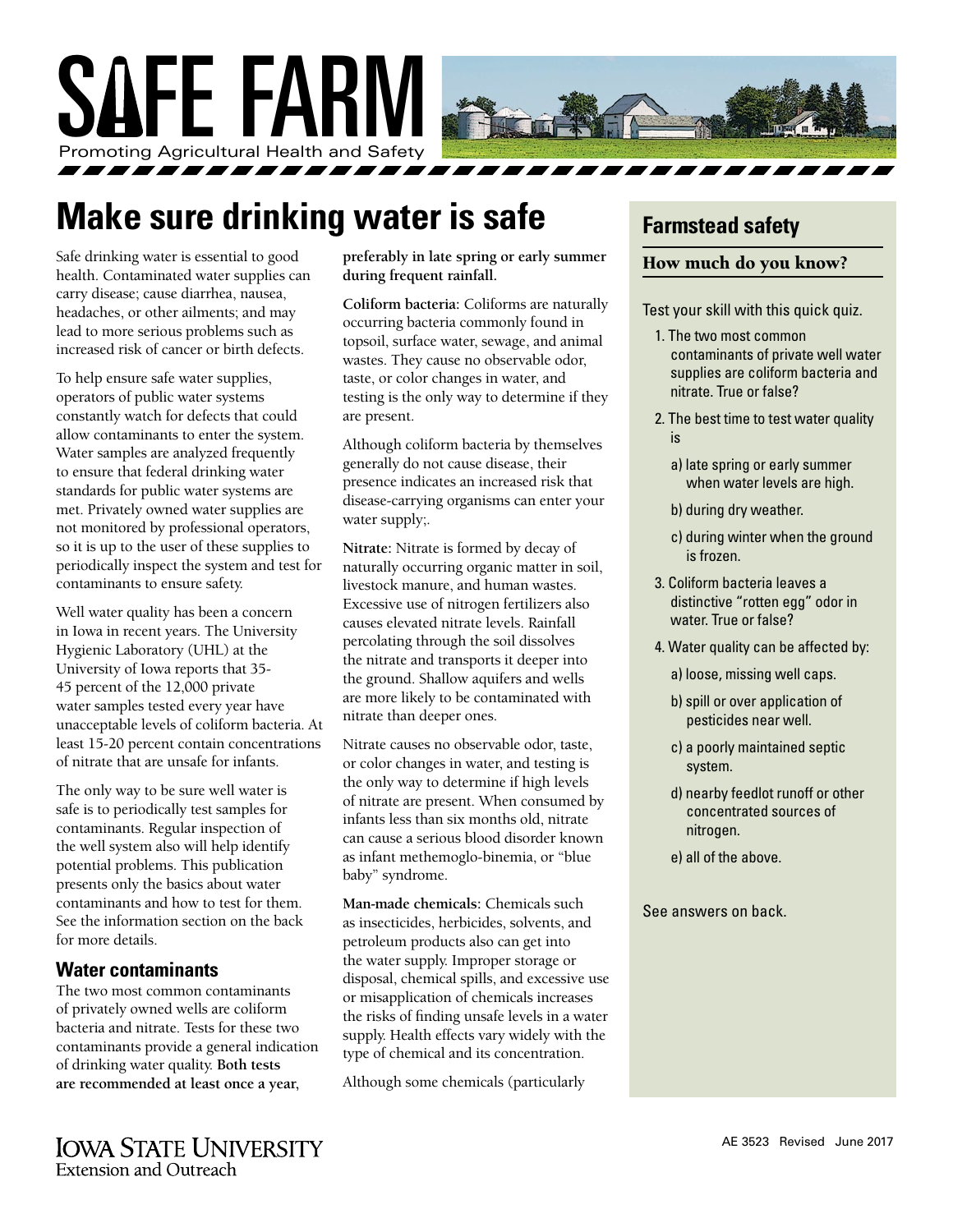# SAFE FARM

Promoting Agricultural Health and Safety

## Make sure drinking water is safe

Safe drinking water is essential to good health. Contaminated water supplies can carry disease; cause diarrhea, nausea, headaches, or other ailments; and may lead to more serious problems such as increased risk of cancer or birth defects.

To help ensure safe water supplies, operators of public water systems constantly watch for defects that could allow contaminants to enter the system. Water samples are analyzed frequently to ensure that federal drinking water standards for public water systems are met. Privately owned water supplies are not monitored by professional operators, so it is up to the user of these supplies to periodically inspect the system and test for contaminants to ensure safety.

Well water quality has been a concern in Iowa in recent years. The University Hygienic Laboratory (UHL) at the University of Iowa reports that 35-45 percent of the 12,000 private water samples tested every year have unacceptable levels of coliform bacteria. At least 15-20 percent contain concentrations of nitrate that are unsafe for infants.

The only way to be sure well water is safe is to periodically test samples for contaminants. Regular inspection of the well system also will help identify potential problems. This publication presents only the basics about water contaminants and how to test for them. See the information section on the back for more details.

### Water contaminants

The two most common contaminants of privately owned wells are coliform bacteria and nitrate. Tests for these two contaminants provide a general indication of drinking water quality. **Both tests are recommended at least once a year, preferably in late spring or early summer during frequent rainfall.**

**Coliform bacteria:** Coliforms are naturally occurring bacteria commonly found in topsoil, surface water, sewage, and animal wastes. They cause no observable odor, taste, or color changes in water, and testing is the only way to determine if they are present.

Although coliform bacteria by themselves generally do not cause disease, their presence indicates an increased risk that disease-carrying organisms can enter your water supply;.

**Nitrate:** Nitrate is formed by decay of naturally occurring organic matter in soil, livestock manure, and human wastes. Excessive use of nitrogen fertilizers also causes elevated nitrate levels. Rainfall percolating through the soil dissolves the nitrate and transports it deeper into the ground. Shallow aquifers and wells are more likely to be contaminated with nitrate than deeper ones.

Nitrate causes no observable odor, taste, or color changes in water, and testing is the only way to determine if high levels of nitrate are present. When consumed by infants less than six months old, nitrate can cause a serious blood disorder known as infant methemoglo-binemia, or "blue baby" syndrome.

**Man-made chemicals:** Chemicals such as insecticides, herbicides, solvents, and petroleum products also can get into the water supply. Improper storage or disposal, chemical spills, and excessive use or misapplication of chemicals increases the risks of finding unsafe levels in a water supply. Health effects vary widely with the type of chemical and its concentration.

Although some chemicals (particularly

## Farmstead safety

### How much do you know?

Test your skill with this quick quiz.

1. The two most common contaminants of private well water supplies are coliform bacteria and nitrate. True or false?
2. The best time to test water quality is
   - a) late spring or early summer when water levels are high.
   - b) during dry weather.
   - c) during winter when the ground is frozen.
3. Coliform bacteria leaves a distinctive "rotten egg" odor in water. True or false?
4. Water quality can be affected by:
   - a) loose, missing well caps.
   - b) spill or over application of pesticides near well.
   - c) a poorly maintained septic system.
   - d) nearby feedlot runoff or other concentrated sources of nitrogen.
   - e) all of the above.

See answers on back.

IOWA STATE UNIVERSITY
Extension and Outreach

AE 3523 Revised June 2017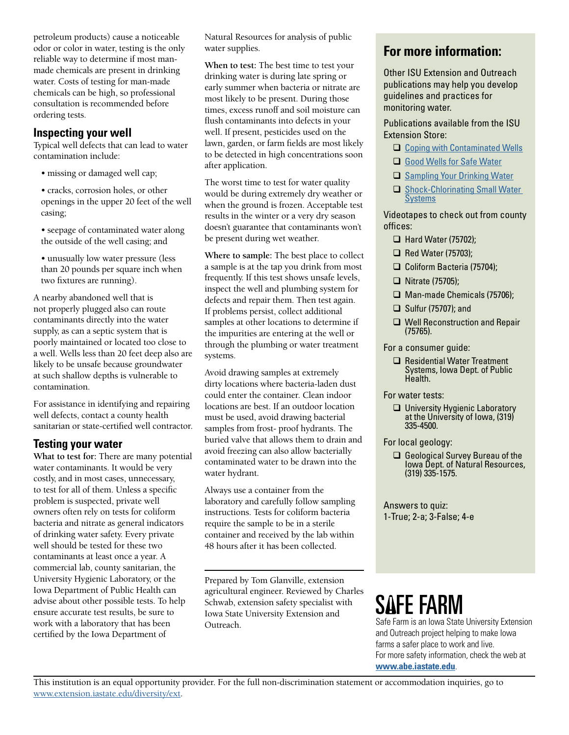petroleum products) cause a noticeable odor or color in water, testing is the only reliable way to determine if most man-made chemicals are present in drinking water. Costs of testing for man-made chemicals can be high, so professional consultation is recommended before ordering tests.

## Inspecting your well

Typical well defects that can lead to water contamination include:

- missing or damaged well cap;
- cracks, corrosion holes, or other openings in the upper 20 feet of the well casing;
- seepage of contaminated water along the outside of the well casing; and
- unusually low water pressure (less than 20 pounds per square inch when two fixtures are running).

A nearby abandoned well that is not properly plugged also can route contaminants directly into the water supply, as can a septic system that is poorly maintained or located too close to a well. Wells less than 20 feet deep also are likely to be unsafe because groundwater at such shallow depths is vulnerable to contamination.

For assistance in identifying and repairing well defects, contact a county health sanitarian or state-certified well contractor.

## Testing your water

**What to test for:** There are many potential water contaminants. It would be very costly, and in most cases, unnecessary, to test for all of them. Unless a specific problem is suspected, private well owners often rely on tests for coliform bacteria and nitrate as general indicators of drinking water safety. Every private well should be tested for these two contaminants at least once a year. A commercial lab, county sanitarian, the University Hygienic Laboratory, or the Iowa Department of Public Health can advise about other possible tests. To help ensure accurate test results, be sure to work with a laboratory that has been certified by the Iowa Department of Natural Resources for analysis of public water supplies.

**When to test:** The best time to test your drinking water is during late spring or early summer when bacteria or nitrate are most likely to be present. During those times, excess runoff and soil moisture can flush contaminants into defects in your well. If present, pesticides used on the lawn, garden, or farm fields are most likely to be detected in high concentrations soon after application.

The worst time to test for water quality would be during extremely dry weather or when the ground is frozen. Acceptable test results in the winter or a very dry season doesn't guarantee that contaminants won't be present during wet weather.

**Where to sample:** The best place to collect a sample is at the tap you drink from most frequently. If this test shows unsafe levels, inspect the well and plumbing system for defects and repair them. Then test again. If problems persist, collect additional samples at other locations to determine if the impurities are entering at the well or through the plumbing or water treatment systems.

Avoid drawing samples at extremely dirty locations where bacteria-laden dust could enter the container. Clean indoor locations are best. If an outdoor location must be used, avoid drawing bacterial samples from frost- proof hydrants. The buried valve that allows them to drain and avoid freezing can also allow bacterially contaminated water to be drawn into the water hydrant.

Always use a container from the laboratory and carefully follow sampling instructions. Tests for coliform bacteria require the sample to be in a sterile container and received by the lab within 48 hours after it has been collected.

---

Prepared by Tom Glanville, extension agricultural engineer. Reviewed by Charles Schwab, extension safety specialist with Iowa State University Extension and Outreach.

## For more information:

Other ISU Extension and Outreach publications may help you develop guidelines and practices for monitoring water.

Publications available from the ISU Extension Store:

- Coping with Contaminated Wells
- Good Wells for Safe Water
- Sampling Your Drinking Water
- Shock-Chlorinating Small Water Systems

Videotapes to check out from county offices:

- Hard Water (75702);
- Red Water (75703);
- Coliform Bacteria (75704);
- Nitrate (75705);
- Man-made Chemicals (75706);
- Sulfur (75707); and
- Well Reconstruction and Repair (75765).

For a consumer guide:

- Residential Water Treatment Systems, Iowa Dept. of Public Health.

For water tests:

- University Hygienic Laboratory at the University of Iowa, (319) 335-4500.

For local geology:

- Geological Survey Bureau of the Iowa Dept. of Natural Resources, (319) 335-1575.

Answers to quiz:
1-True; 2-a; 3-False; 4-e

**SAFE FARM**

Safe Farm is an Iowa State University Extension and Outreach project helping to make Iowa farms a safer place to work and live.
For more safety information, check the web at **www.abe.iastate.edu**.

This institution is an equal opportunity provider. For the full non-discrimination statement or accommodation inquiries, go to www.extension.iastate.edu/diversity/ext.